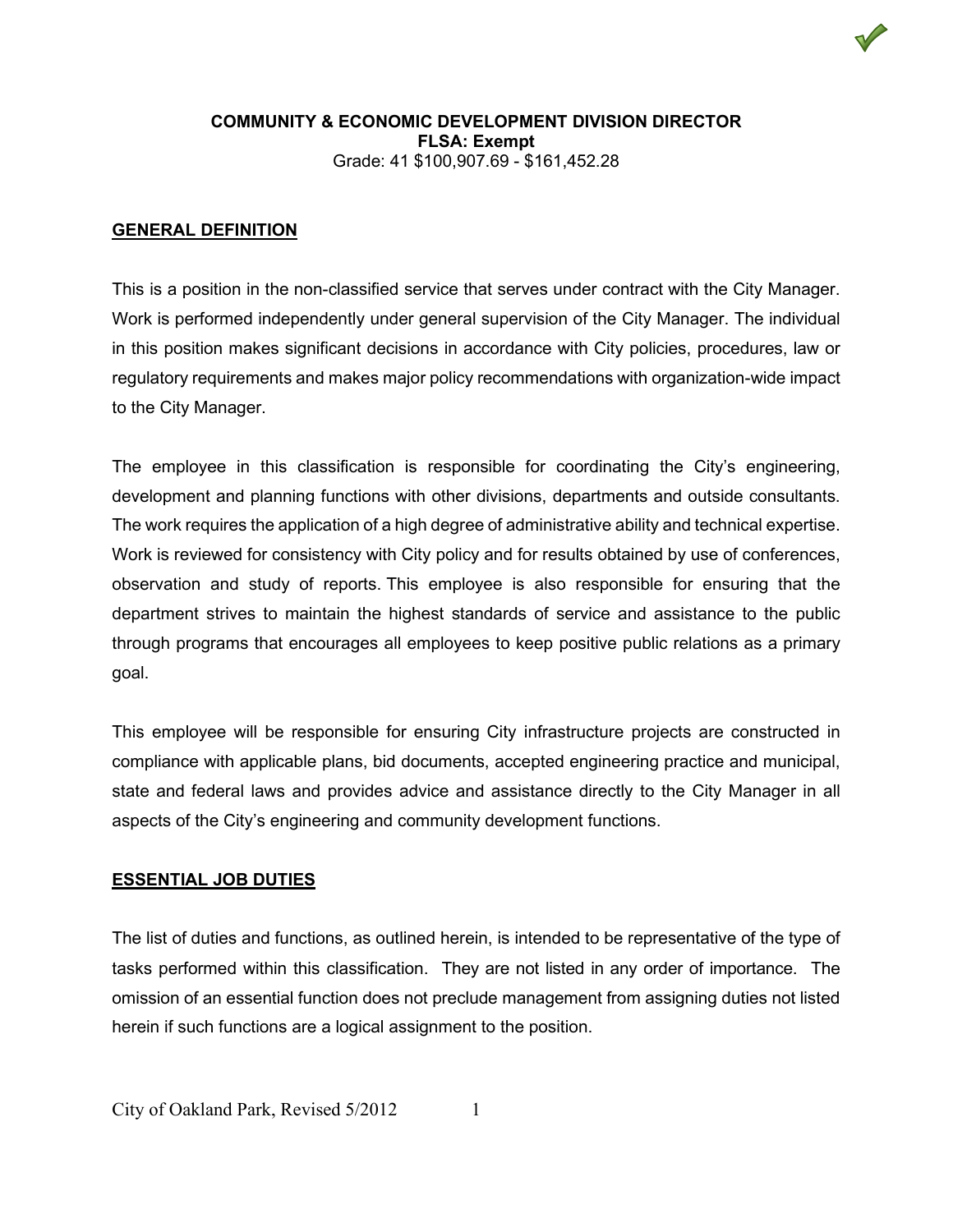**COMMUNITY & ECONOMIC DEVELOPMENT DIVISION DIRECTOR**
**FLSA: Exempt**
Grade: 41 $100,907.69 - $161,452.28

## GENERAL DEFINITION

This is a position in the non-classified service that serves under contract with the City Manager. Work is performed independently under general supervision of the City Manager. The individual in this position makes significant decisions in accordance with City policies, procedures, law or regulatory requirements and makes major policy recommendations with organization-wide impact to the City Manager.

The employee in this classification is responsible for coordinating the City's engineering, development and planning functions with other divisions, departments and outside consultants. The work requires the application of a high degree of administrative ability and technical expertise. Work is reviewed for consistency with City policy and for results obtained by use of conferences, observation and study of reports. This employee is also responsible for ensuring that the department strives to maintain the highest standards of service and assistance to the public through programs that encourages all employees to keep positive public relations as a primary goal.

This employee will be responsible for ensuring City infrastructure projects are constructed in compliance with applicable plans, bid documents, accepted engineering practice and municipal, state and federal laws and provides advice and assistance directly to the City Manager in all aspects of the City's engineering and community development functions.

## ESSENTIAL JOB DUTIES

The list of duties and functions, as outlined herein, is intended to be representative of the type of tasks performed within this classification. They are not listed in any order of importance. The omission of an essential function does not preclude management from assigning duties not listed herein if such functions are a logical assignment to the position.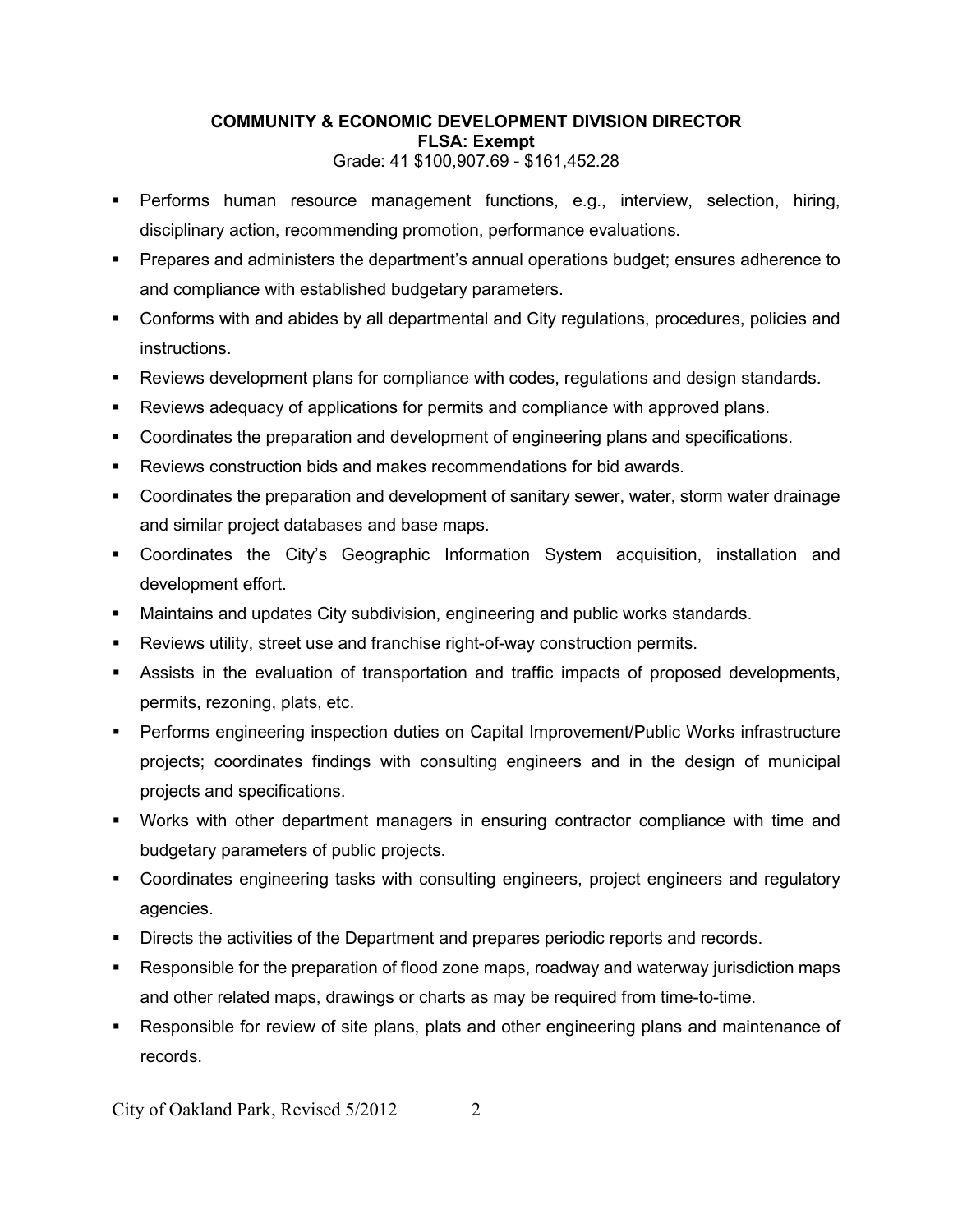**COMMUNITY & ECONOMIC DEVELOPMENT DIVISION DIRECTOR**
**FLSA: Exempt**
Grade: 41 $100,907.69 - $161,452.28

- Performs human resource management functions, e.g., interview, selection, hiring, disciplinary action, recommending promotion, performance evaluations.
- Prepares and administers the department's annual operations budget; ensures adherence to and compliance with established budgetary parameters.
- Conforms with and abides by all departmental and City regulations, procedures, policies and instructions.
- Reviews development plans for compliance with codes, regulations and design standards.
- Reviews adequacy of applications for permits and compliance with approved plans.
- Coordinates the preparation and development of engineering plans and specifications.
- Reviews construction bids and makes recommendations for bid awards.
- Coordinates the preparation and development of sanitary sewer, water, storm water drainage and similar project databases and base maps.
- Coordinates the City's Geographic Information System acquisition, installation and development effort.
- Maintains and updates City subdivision, engineering and public works standards.
- Reviews utility, street use and franchise right-of-way construction permits.
- Assists in the evaluation of transportation and traffic impacts of proposed developments, permits, rezoning, plats, etc.
- Performs engineering inspection duties on Capital Improvement/Public Works infrastructure projects; coordinates findings with consulting engineers and in the design of municipal projects and specifications.
- Works with other department managers in ensuring contractor compliance with time and budgetary parameters of public projects.
- Coordinates engineering tasks with consulting engineers, project engineers and regulatory agencies.
- Directs the activities of the Department and prepares periodic reports and records.
- Responsible for the preparation of flood zone maps, roadway and waterway jurisdiction maps and other related maps, drawings or charts as may be required from time-to-time.
- Responsible for review of site plans, plats and other engineering plans and maintenance of records.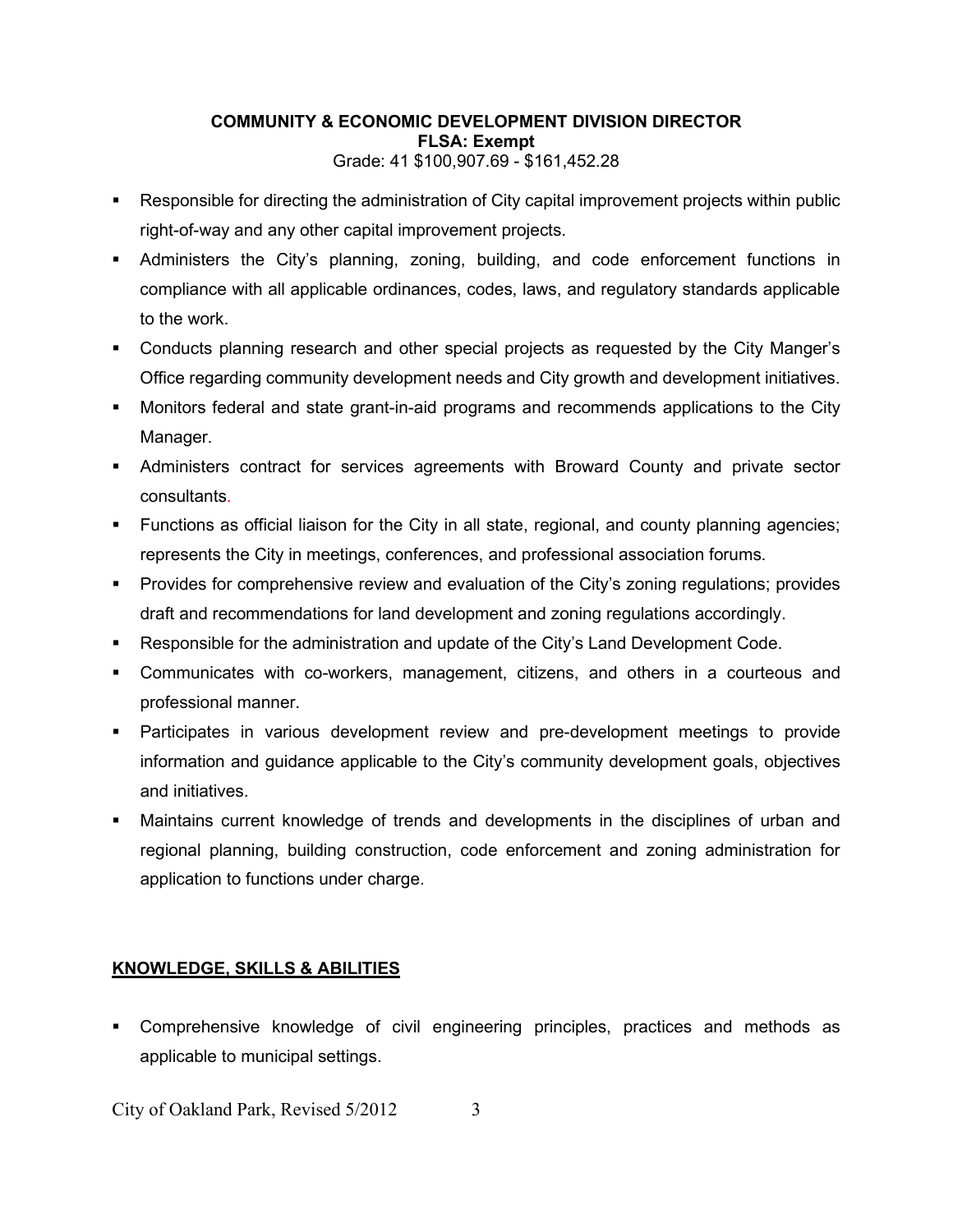**COMMUNITY & ECONOMIC DEVELOPMENT DIVISION DIRECTOR**
**FLSA: Exempt**
Grade: 41 $100,907.69 - $161,452.28

- Responsible for directing the administration of City capital improvement projects within public right-of-way and any other capital improvement projects.
- Administers the City's planning, zoning, building, and code enforcement functions in compliance with all applicable ordinances, codes, laws, and regulatory standards applicable to the work.
- Conducts planning research and other special projects as requested by the City Manger's Office regarding community development needs and City growth and development initiatives.
- Monitors federal and state grant-in-aid programs and recommends applications to the City Manager.
- Administers contract for services agreements with Broward County and private sector consultants.
- Functions as official liaison for the City in all state, regional, and county planning agencies; represents the City in meetings, conferences, and professional association forums.
- Provides for comprehensive review and evaluation of the City's zoning regulations; provides draft and recommendations for land development and zoning regulations accordingly.
- Responsible for the administration and update of the City's Land Development Code.
- Communicates with co-workers, management, citizens, and others in a courteous and professional manner.
- Participates in various development review and pre-development meetings to provide information and guidance applicable to the City's community development goals, objectives and initiatives.
- Maintains current knowledge of trends and developments in the disciplines of urban and regional planning, building construction, code enforcement and zoning administration for application to functions under charge.

## KNOWLEDGE, SKILLS & ABILITIES

- Comprehensive knowledge of civil engineering principles, practices and methods as applicable to municipal settings.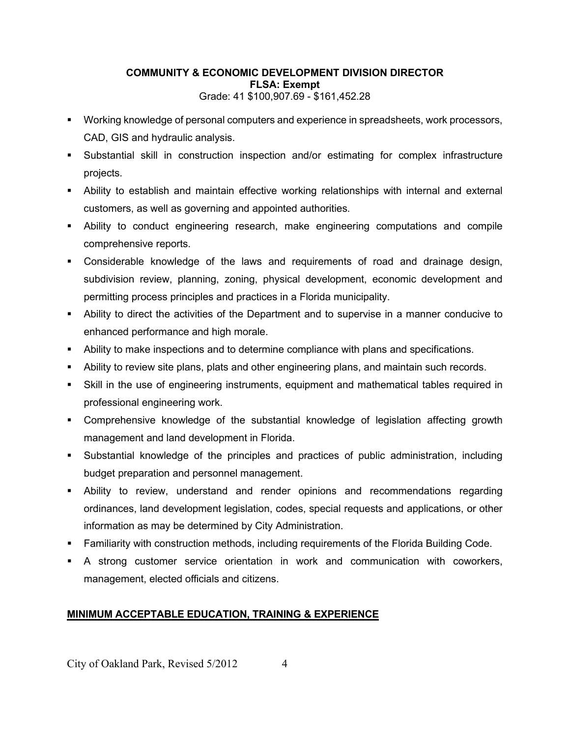**COMMUNITY & ECONOMIC DEVELOPMENT DIVISION DIRECTOR**
**FLSA: Exempt**
Grade: 41 $100,907.69 - $161,452.28

- Working knowledge of personal computers and experience in spreadsheets, work processors, CAD, GIS and hydraulic analysis.
- Substantial skill in construction inspection and/or estimating for complex infrastructure projects.
- Ability to establish and maintain effective working relationships with internal and external customers, as well as governing and appointed authorities.
- Ability to conduct engineering research, make engineering computations and compile comprehensive reports.
- Considerable knowledge of the laws and requirements of road and drainage design, subdivision review, planning, zoning, physical development, economic development and permitting process principles and practices in a Florida municipality.
- Ability to direct the activities of the Department and to supervise in a manner conducive to enhanced performance and high morale.
- Ability to make inspections and to determine compliance with plans and specifications.
- Ability to review site plans, plats and other engineering plans, and maintain such records.
- Skill in the use of engineering instruments, equipment and mathematical tables required in professional engineering work.
- Comprehensive knowledge of the substantial knowledge of legislation affecting growth management and land development in Florida.
- Substantial knowledge of the principles and practices of public administration, including budget preparation and personnel management.
- Ability to review, understand and render opinions and recommendations regarding ordinances, land development legislation, codes, special requests and applications, or other information as may be determined by City Administration.
- Familiarity with construction methods, including requirements of the Florida Building Code.
- A strong customer service orientation in work and communication with coworkers, management, elected officials and citizens.

## MINIMUM ACCEPTABLE EDUCATION, TRAINING & EXPERIENCE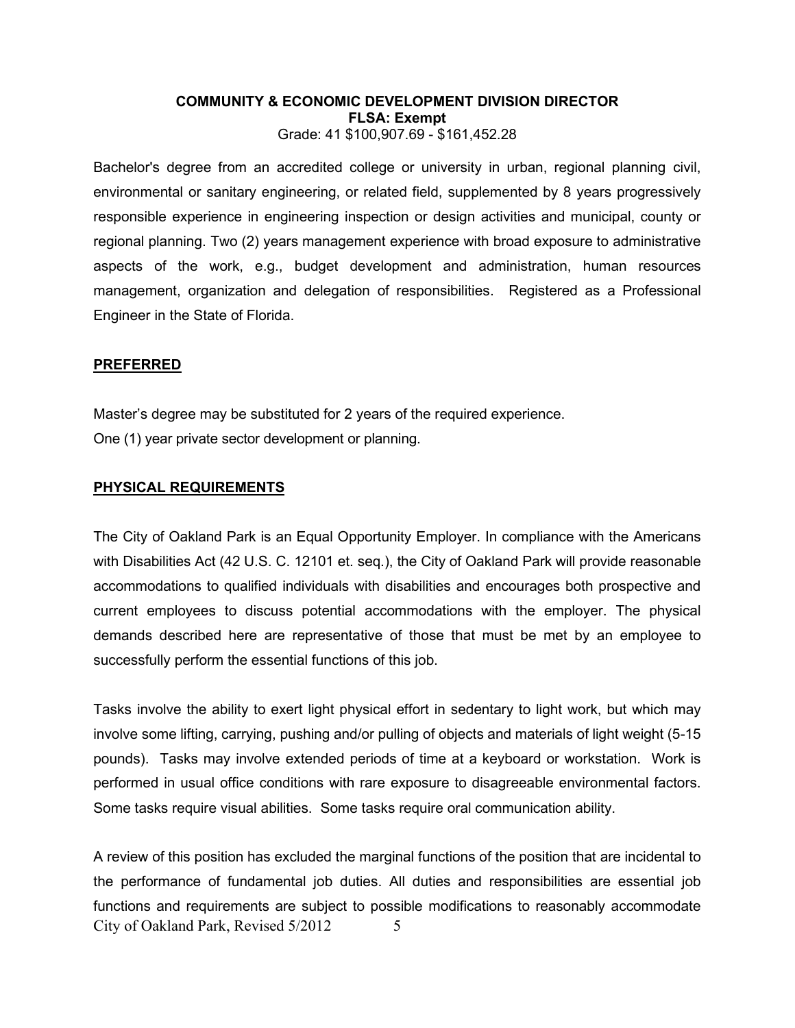**COMMUNITY & ECONOMIC DEVELOPMENT DIVISION DIRECTOR**
**FLSA: Exempt**
Grade: 41 $100,907.69 - $161,452.28

Bachelor's degree from an accredited college or university in urban, regional planning civil, environmental or sanitary engineering, or related field, supplemented by 8 years progressively responsible experience in engineering inspection or design activities and municipal, county or regional planning. Two (2) years management experience with broad exposure to administrative aspects of the work, e.g., budget development and administration, human resources management, organization and delegation of responsibilities. Registered as a Professional Engineer in the State of Florida.

## PREFERRED

Master's degree may be substituted for 2 years of the required experience.
One (1) year private sector development or planning.

## PHYSICAL REQUIREMENTS

The City of Oakland Park is an Equal Opportunity Employer. In compliance with the Americans with Disabilities Act (42 U.S. C. 12101 et. seq.), the City of Oakland Park will provide reasonable accommodations to qualified individuals with disabilities and encourages both prospective and current employees to discuss potential accommodations with the employer. The physical demands described here are representative of those that must be met by an employee to successfully perform the essential functions of this job.

Tasks involve the ability to exert light physical effort in sedentary to light work, but which may involve some lifting, carrying, pushing and/or pulling of objects and materials of light weight (5-15 pounds). Tasks may involve extended periods of time at a keyboard or workstation. Work is performed in usual office conditions with rare exposure to disagreeable environmental factors. Some tasks require visual abilities. Some tasks require oral communication ability.

A review of this position has excluded the marginal functions of the position that are incidental to the performance of fundamental job duties. All duties and responsibilities are essential job functions and requirements are subject to possible modifications to reasonably accommodate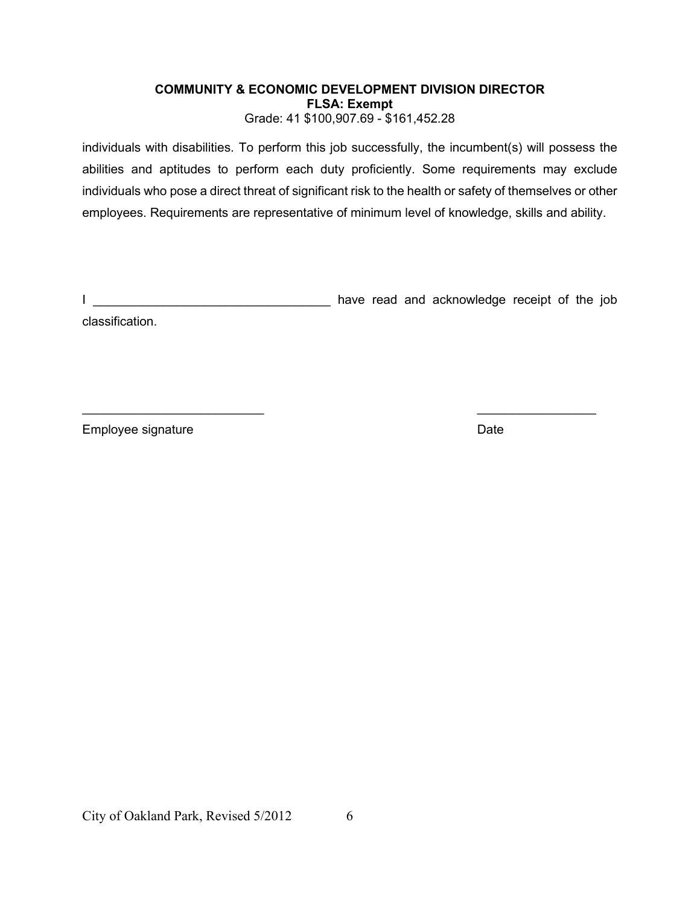individuals with disabilities. To perform this job successfully, the incumbent(s) will possess the abilities and aptitudes to perform each duty proficiently. Some requirements may exclude individuals who pose a direct threat of significant risk to the health or safety of themselves or other employees. Requirements are representative of minimum level of knowledge, skills and ability.

I __________________________________ have read and acknowledge receipt of the job classification.

___________________________ &nbsp;&nbsp;&nbsp;&nbsp;&nbsp;&nbsp;&nbsp;&nbsp;&nbsp;&nbsp;&nbsp;&nbsp;&nbsp;&nbsp;&nbsp;&nbsp;&nbsp;&nbsp;&nbsp;&nbsp; _________________

Employee signature &nbsp;&nbsp;&nbsp;&nbsp;&nbsp;&nbsp;&nbsp;&nbsp;&nbsp;&nbsp;&nbsp;&nbsp;&nbsp;&nbsp;&nbsp;&nbsp;&nbsp;&nbsp;&nbsp;&nbsp;&nbsp;&nbsp;&nbsp;&nbsp;&nbsp;&nbsp;&nbsp;&nbsp;&nbsp;&nbsp; Date